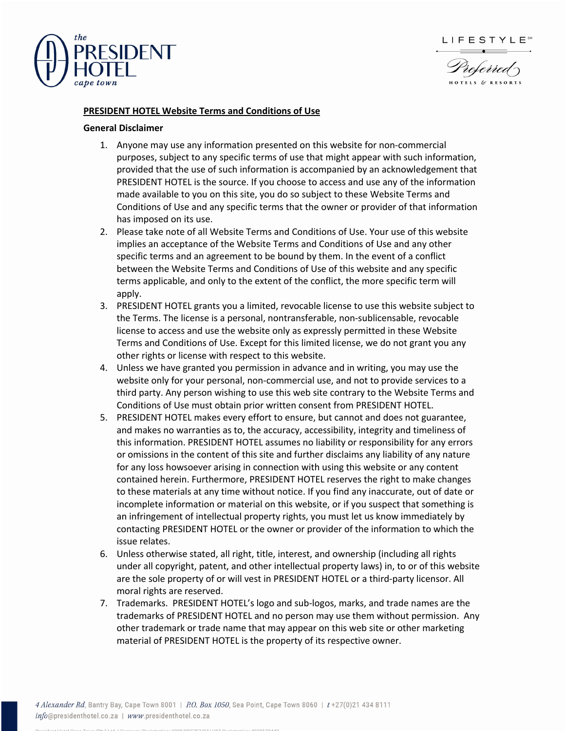## PRESIDENT HOTEL Website Terms and Conditions of Use

### General Disclaimer

1. Anyone may use any information presented on this website for non-commercial purposes, subject to any specific terms of use that might appear with such information, provided that the use of such information is accompanied by an acknowledgement that PRESIDENT HOTEL is the source. If you choose to access and use any of the information made available to you on this site, you do so subject to these Website Terms and Conditions of Use and any specific terms that the owner or provider of that information has imposed on its use.
2. Please take note of all Website Terms and Conditions of Use. Your use of this website implies an acceptance of the Website Terms and Conditions of Use and any other specific terms and an agreement to be bound by them. In the event of a conflict between the Website Terms and Conditions of Use of this website and any specific terms applicable, and only to the extent of the conflict, the more specific term will apply.
3. PRESIDENT HOTEL grants you a limited, revocable license to use this website subject to the Terms. The license is a personal, nontransferable, non-sublicensable, revocable license to access and use the website only as expressly permitted in these Website Terms and Conditions of Use. Except for this limited license, we do not grant you any other rights or license with respect to this website.
4. Unless we have granted you permission in advance and in writing, you may use the website only for your personal, non-commercial use, and not to provide services to a third party. Any person wishing to use this web site contrary to the Website Terms and Conditions of Use must obtain prior written consent from PRESIDENT HOTEL.
5. PRESIDENT HOTEL makes every effort to ensure, but cannot and does not guarantee, and makes no warranties as to, the accuracy, accessibility, integrity and timeliness of this information. PRESIDENT HOTEL assumes no liability or responsibility for any errors or omissions in the content of this site and further disclaims any liability of any nature for any loss howsoever arising in connection with using this website or any content contained herein. Furthermore, PRESIDENT HOTEL reserves the right to make changes to these materials at any time without notice. If you find any inaccurate, out of date or incomplete information or material on this website, or if you suspect that something is an infringement of intellectual property rights, you must let us know immediately by contacting PRESIDENT HOTEL or the owner or provider of the information to which the issue relates.
6. Unless otherwise stated, all right, title, interest, and ownership (including all rights under all copyright, patent, and other intellectual property laws) in, to or of this website are the sole property of or will vest in PRESIDENT HOTEL or a third-party licensor. All moral rights are reserved.
7. Trademarks. PRESIDENT HOTEL's logo and sub-logos, marks, and trade names are the trademarks of PRESIDENT HOTEL and no person may use them without permission. Any other trademark or trade name that may appear on this web site or other marketing material of PRESIDENT HOTEL is the property of its respective owner.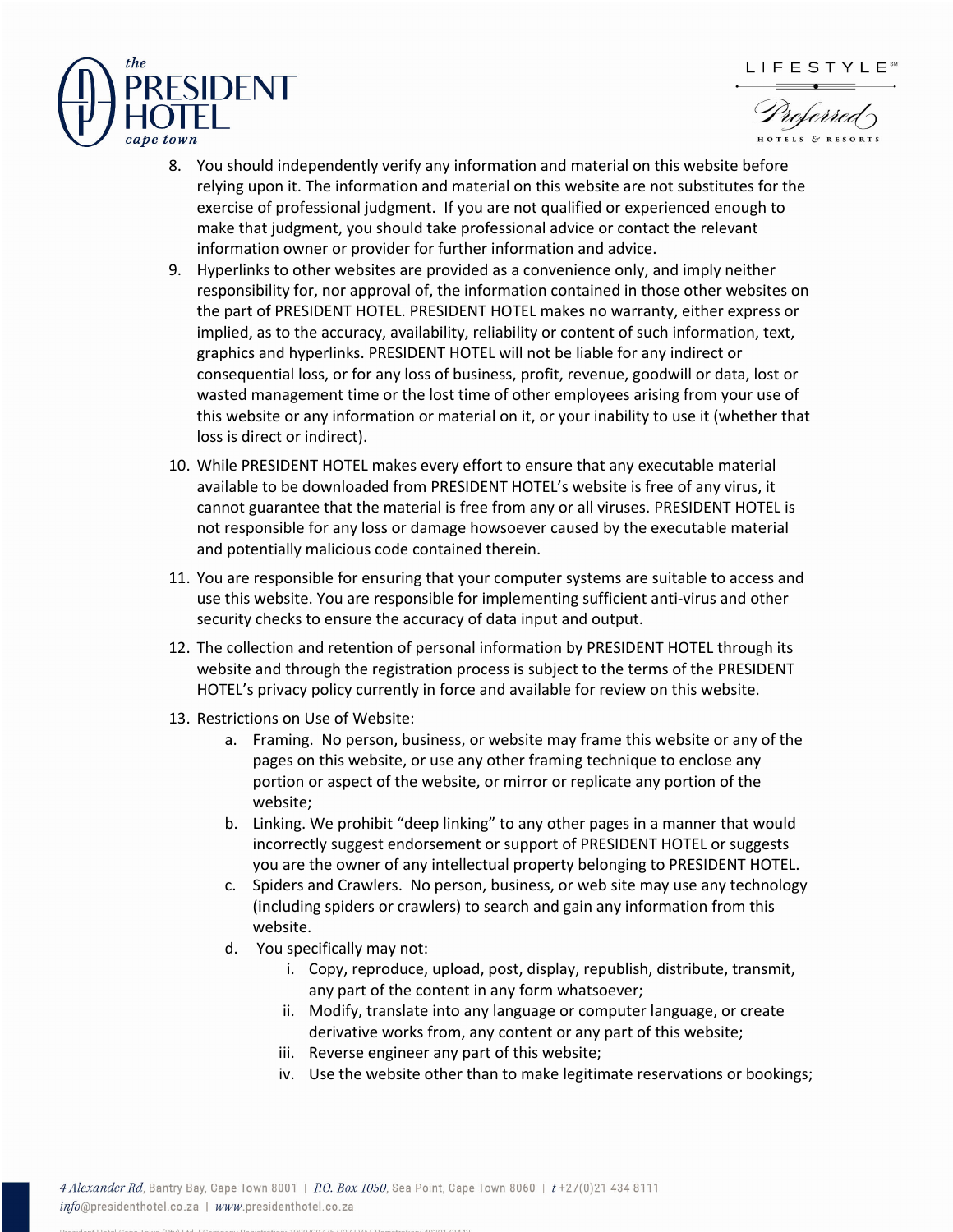8. You should independently verify any information and material on this website before relying upon it. The information and material on this website are not substitutes for the exercise of professional judgment. If you are not qualified or experienced enough to make that judgment, you should take professional advice or contact the relevant information owner or provider for further information and advice.
9. Hyperlinks to other websites are provided as a convenience only, and imply neither responsibility for, nor approval of, the information contained in those other websites on the part of PRESIDENT HOTEL. PRESIDENT HOTEL makes no warranty, either express or implied, as to the accuracy, availability, reliability or content of such information, text, graphics and hyperlinks. PRESIDENT HOTEL will not be liable for any indirect or consequential loss, or for any loss of business, profit, revenue, goodwill or data, lost or wasted management time or the lost time of other employees arising from your use of this website or any information or material on it, or your inability to use it (whether that loss is direct or indirect).
10. While PRESIDENT HOTEL makes every effort to ensure that any executable material available to be downloaded from PRESIDENT HOTEL's website is free of any virus, it cannot guarantee that the material is free from any or all viruses. PRESIDENT HOTEL is not responsible for any loss or damage howsoever caused by the executable material and potentially malicious code contained therein.
11. You are responsible for ensuring that your computer systems are suitable to access and use this website. You are responsible for implementing sufficient anti-virus and other security checks to ensure the accuracy of data input and output.
12. The collection and retention of personal information by PRESIDENT HOTEL through its website and through the registration process is subject to the terms of the PRESIDENT HOTEL's privacy policy currently in force and available for review on this website.
13. Restrictions on Use of Website:
    a. Framing. No person, business, or website may frame this website or any of the pages on this website, or use any other framing technique to enclose any portion or aspect of the website, or mirror or replicate any portion of the website;
    b. Linking. We prohibit "deep linking" to any other pages in a manner that would incorrectly suggest endorsement or support of PRESIDENT HOTEL or suggests you are the owner of any intellectual property belonging to PRESIDENT HOTEL.
    c. Spiders and Crawlers. No person, business, or web site may use any technology (including spiders or crawlers) to search and gain any information from this website.
    d. You specifically may not:
        i. Copy, reproduce, upload, post, display, republish, distribute, transmit, any part of the content in any form whatsoever;
        ii. Modify, translate into any language or computer language, or create derivative works from, any content or any part of this website;
        iii. Reverse engineer any part of this website;
        iv. Use the website other than to make legitimate reservations or bookings;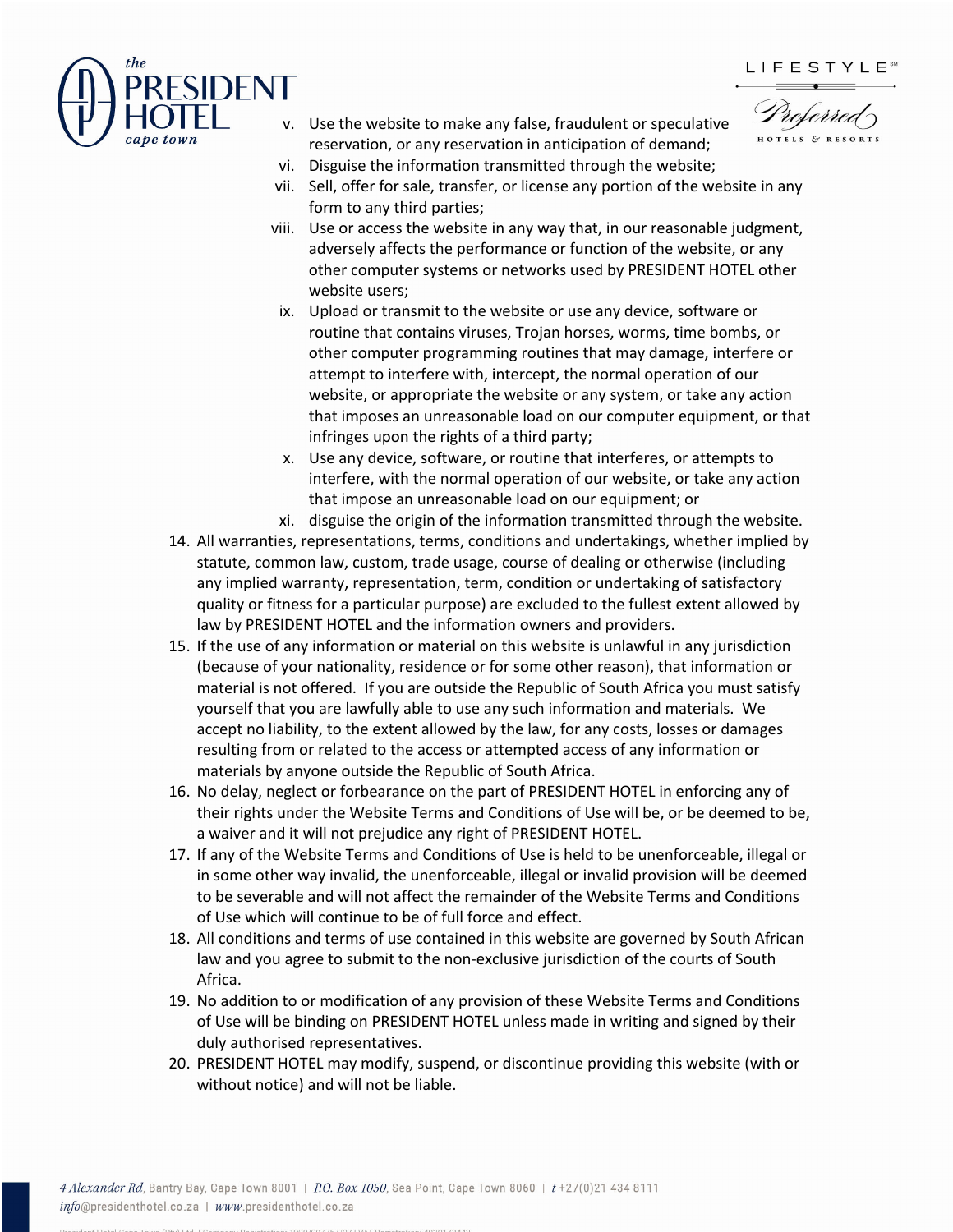v. Use the website to make any false, fraudulent or speculative reservation, or any reservation in anticipation of demand;
vi. Disguise the information transmitted through the website;
vii. Sell, offer for sale, transfer, or license any portion of the website in any form to any third parties;
viii. Use or access the website in any way that, in our reasonable judgment, adversely affects the performance or function of the website, or any other computer systems or networks used by PRESIDENT HOTEL other website users;
ix. Upload or transmit to the website or use any device, software or routine that contains viruses, Trojan horses, worms, time bombs, or other computer programming routines that may damage, interfere or attempt to interfere with, intercept, the normal operation of our website, or appropriate the website or any system, or take any action that imposes an unreasonable load on our computer equipment, or that infringes upon the rights of a third party;
x. Use any device, software, or routine that interferes, or attempts to interfere, with the normal operation of our website, or take any action that impose an unreasonable load on our equipment; or
xi. disguise the origin of the information transmitted through the website.

14. All warranties, representations, terms, conditions and undertakings, whether implied by statute, common law, custom, trade usage, course of dealing or otherwise (including any implied warranty, representation, term, condition or undertaking of satisfactory quality or fitness for a particular purpose) are excluded to the fullest extent allowed by law by PRESIDENT HOTEL and the information owners and providers.
15. If the use of any information or material on this website is unlawful in any jurisdiction (because of your nationality, residence or for some other reason), that information or material is not offered. If you are outside the Republic of South Africa you must satisfy yourself that you are lawfully able to use any such information and materials. We accept no liability, to the extent allowed by the law, for any costs, losses or damages resulting from or related to the access or attempted access of any information or materials by anyone outside the Republic of South Africa.
16. No delay, neglect or forbearance on the part of PRESIDENT HOTEL in enforcing any of their rights under the Website Terms and Conditions of Use will be, or be deemed to be, a waiver and it will not prejudice any right of PRESIDENT HOTEL.
17. If any of the Website Terms and Conditions of Use is held to be unenforceable, illegal or in some other way invalid, the unenforceable, illegal or invalid provision will be deemed to be severable and will not affect the remainder of the Website Terms and Conditions of Use which will continue to be of full force and effect.
18. All conditions and terms of use contained in this website are governed by South African law and you agree to submit to the non-exclusive jurisdiction of the courts of South Africa.
19. No addition to or modification of any provision of these Website Terms and Conditions of Use will be binding on PRESIDENT HOTEL unless made in writing and signed by their duly authorised representatives.
20. PRESIDENT HOTEL may modify, suspend, or discontinue providing this website (with or without notice) and will not be liable.